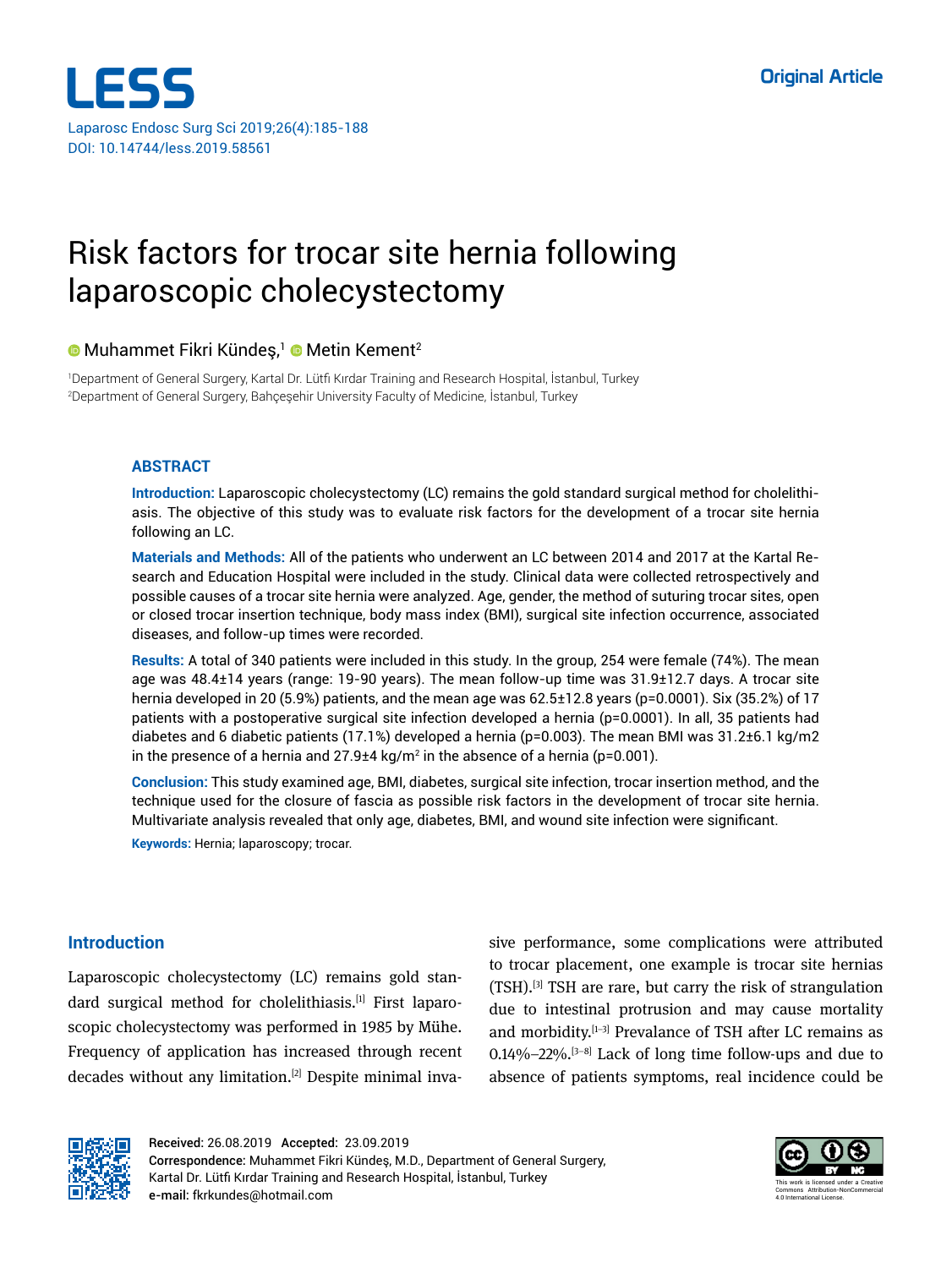Original Article

# Risk factors for trocar site hernia following laparoscopic cholecystectomy

Muhammet Fikri Kündeş,[1] Metin Kement[2]

[1]Department of General Surgery, Kartal Dr. Lütfi Kırdar Training and Research Hospital, İstanbul, Turkey
[2]Department of General Surgery, Bahçeşehir University Faculty of Medicine, İstanbul, Turkey

## ABSTRACT

**Introduction:** Laparoscopic cholecystectomy (LC) remains the gold standard surgical method for cholelithiasis. The objective of this study was to evaluate risk factors for the development of a trocar site hernia following an LC.

**Materials and Methods:** All of the patients who underwent an LC between 2014 and 2017 at the Kartal Research and Education Hospital were included in the study. Clinical data were collected retrospectively and possible causes of a trocar site hernia were analyzed. Age, gender, the method of suturing trocar sites, open or closed trocar insertion technique, body mass index (BMI), surgical site infection occurrence, associated diseases, and follow-up times were recorded.

**Results:** A total of 340 patients were included in this study. In the group, 254 were female (74%). The mean age was 48.4±14 years (range: 19-90 years). The mean follow-up time was 31.9±12.7 days. A trocar site hernia developed in 20 (5.9%) patients, and the mean age was 62.5±12.8 years (p=0.0001). Six (35.2%) of 17 patients with a postoperative surgical site infection developed a hernia (p=0.0001). In all, 35 patients had diabetes and 6 diabetic patients (17.1%) developed a hernia (p=0.003). The mean BMI was 31.2±6.1 kg/m2 in the presence of a hernia and 27.9±4 kg/m$^2$ in the absence of a hernia (p=0.001).

**Conclusion:** This study examined age, BMI, diabetes, surgical site infection, trocar insertion method, and the technique used for the closure of fascia as possible risk factors in the development of trocar site hernia. Multivariate analysis revealed that only age, diabetes, BMI, and wound site infection were significant.

**Keywords:** Hernia; laparoscopy; trocar.

## Introduction

Laparoscopic cholecystectomy (LC) remains gold standard surgical method for cholelithiasis.[1] First laparoscopic cholecystectomy was performed in 1985 by Mühe. Frequency of application has increased through recent decades without any limitation.[2] Despite minimal invasive performance, some complications were attributed to trocar placement, one example is trocar site hernias (TSH).[3] TSH are rare, but carry the risk of strangulation due to intestinal protrusion and may cause mortality and morbidity.[1–3] Prevalance of TSH after LC remains as 0.14%–22%.[3–8] Lack of long time follow-ups and due to absence of patients symptoms, real incidence could be

**Received:** 26.08.2019 **Accepted:** 23.09.2019
**Correspondence:** Muhammet Fikri Kündeş, M.D., Department of General Surgery, Kartal Dr. Lütfi Kırdar Training and Research Hospital, İstanbul, Turkey
**e-mail:** fkrkundes@hotmail.com

This work is licensed under a Creative Commons Attribution-NonCommercial 4.0 International License.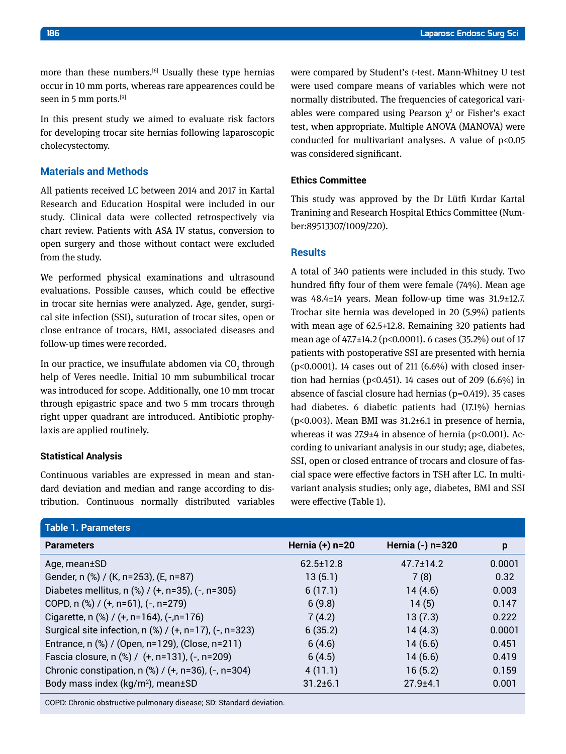more than these numbers.[6] Usually these type hernias occur in 10 mm ports, whereas rare appearences could be seen in 5 mm ports.[9]

In this present study we aimed to evaluate risk factors for developing trocar site hernias following laparoscopic cholecystectomy.

## Materials and Methods

All patients received LC between 2014 and 2017 in Kartal Research and Education Hospital were included in our study. Clinical data were collected retrospectively via chart review. Patients with ASA IV status, conversion to open surgery and those without contact were excluded from the study.

We performed physical examinations and ultrasound evaluations. Possible causes, which could be effective in trocar site hernias were analyzed. Age, gender, surgical site infection (SSI), suturation of trocar sites, open or close entrance of trocars, BMI, associated diseases and follow-up times were recorded.

In our practice, we insuffulate abdomen via $CO_2$ through help of Veres needle. Initial 10 mm subumbilical trocar was introduced for scope. Additionally, one 10 mm trocar through epigastric space and two 5 mm trocars through right upper quadrant are introduced. Antibiotic prophylaxis are applied routinely.

### Statistical Analysis

Continuous variables are expressed in mean and standard deviation and median and range according to distribution. Continuous normally distributed variables were compared by Student's t-test. Mann-Whitney U test were used compare means of variables which were not normally distributed. The frequencies of categorical variables were compared using Pearson $\chi^2$ or Fisher's exact test, when appropriate. Multiple ANOVA (MANOVA) were conducted for multivariant analyses. A value of $p<0.05$ was considered significant.

### Ethics Committee

This study was approved by the Dr Lütfi Kırdar Kartal Tranining and Research Hospital Ethics Committee (Number:89513307/1009/220).

## Results

A total of 340 patients were included in this study. Two hundred fifty four of them were female (74%). Mean age was 48.4±14 years. Mean follow-up time was 31.9±12.7. Trochar site hernia was developed in 20 (5.9%) patients with mean age of 62.5+12.8. Remaining 320 patients had mean age of 47.7±14.2 ($p<0.0001$). 6 cases (35.2%) out of 17 patients with postoperative SSI are presented with hernia ($p<0.0001$). 14 cases out of 211 (6.6%) with closed insertion had hernias ($p<0.451$). 14 cases out of 209 (6.6%) in absence of fascial closure had hernias ($p=0.419$). 35 cases had diabetes. 6 diabetic patients had (17.1%) hernias ($p<0.003$). Mean BMI was 31.2±6.1 in presence of hernia, whereas it was 27.9±4 in absence of hernia ($p<0.001$). According to univariant analysis in our study; age, diabetes, SSI, open or closed entrance of trocars and closure of fascial space were effective factors in TSH after LC. In multivariant analysis studies; only age, diabetes, BMI and SSI were effective (Table 1).

**Table 1. Parameters**

| Parameters | Hernia (+) n=20 | Hernia (-) n=320 | p |
|---|---|---|---|
| Age, mean±SD | 62.5±12.8 | 47.7±14.2 | 0.0001 |
| Gender, n (%) / (K, n=253), (E, n=87) | 13 (5.1) | 7 (8) | 0.32 |
| Diabetes mellitus, n (%) / (+, n=35), (-, n=305) | 6 (17.1) | 14 (4.6) | 0.003 |
| COPD, n (%) / (+, n=61), (-, n=279) | 6 (9.8) | 14 (5) | 0.147 |
| Cigarette, n (%) / (+, n=164), (-,n=176) | 7 (4.2) | 13 (7.3) | 0.222 |
| Surgical site infection, n (%) / (+, n=17), (-, n=323) | 6 (35.2) | 14 (4.3) | 0.0001 |
| Entrance, n (%) / (Open, n=129), (Close, n=211) | 6 (4.6) | 14 (6.6) | 0.451 |
| Fascia closure, n (%) / (+, n=131), (-, n=209) | 6 (4.5) | 14 (6.6) | 0.419 |
| Chronic constipation, n (%) / (+, n=36), (-, n=304) | 4 (11.1) | 16 (5.2) | 0.159 |
| Body mass index (kg/m$^2$), mean±SD | 31.2±6.1 | 27.9±4.1 | 0.001 |

COPD: Chronic obstructive pulmonary disease; SD: Standard deviation.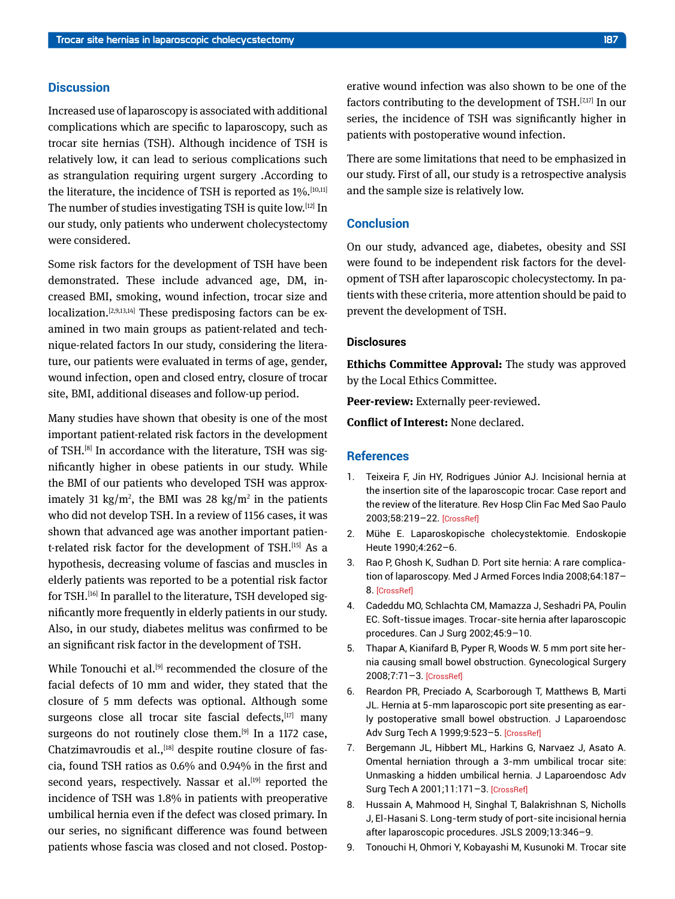## Discussion

Increased use of laparoscopy is associated with additional complications which are specific to laparoscopy, such as trocar site hernias (TSH). Although incidence of TSH is relatively low, it can lead to serious complications such as strangulation requiring urgent surgery .According to the literature, the incidence of TSH is reported as 1%.[10,11] The number of studies investigating TSH is quite low.[12] In our study, only patients who underwent cholecystectomy were considered.

Some risk factors for the development of TSH have been demonstrated. These include advanced age, DM, increased BMI, smoking, wound infection, trocar size and localization.[2,9,13,14] These predisposing factors can be examined in two main groups as patient-related and technique-related factors In our study, considering the literature, our patients were evaluated in terms of age, gender, wound infection, open and closed entry, closure of trocar site, BMI, additional diseases and follow-up period.

Many studies have shown that obesity is one of the most important patient-related risk factors in the development of TSH.[8] In accordance with the literature, TSH was significantly higher in obese patients in our study. While the BMI of our patients who developed TSH was approximately 31 kg/m$^2$, the BMI was 28 kg/m$^2$ in the patients who did not develop TSH. In a review of 1156 cases, it was shown that advanced age was another important patient-related risk factor for the development of TSH.[15] As a hypothesis, decreasing volume of fascias and muscles in elderly patients was reported to be a potential risk factor for TSH.[16] In parallel to the literature, TSH developed significantly more frequently in elderly patients in our study. Also, in our study, diabetes melitus was confirmed to be an significant risk factor in the development of TSH.

While Tonouchi et al.[9] recommended the closure of the facial defects of 10 mm and wider, they stated that the closure of 5 mm defects was optional. Although some surgeons close all trocar site fascial defects,[17] many surgeons do not routinely close them.[9] In a 1172 case, Chatzimavroudis et al.,[18] despite routine closure of fascia, found TSH ratios as 0.6% and 0.94% in the first and second years, respectively. Nassar et al.[19] reported the incidence of TSH was 1.8% in patients with preoperative umbilical hernia even if the defect was closed primary. In our series, no significant difference was found between patients whose fascia was closed and not closed. Postoperative wound infection was also shown to be one of the factors contributing to the development of TSH.[7,17] In our series, the incidence of TSH was significantly higher in patients with postoperative wound infection.

There are some limitations that need to be emphasized in our study. First of all, our study is a retrospective analysis and the sample size is relatively low.

## Conclusion

On our study, advanced age, diabetes, obesity and SSI were found to be independent risk factors for the development of TSH after laparoscopic cholecystectomy. In patients with these criteria, more attention should be paid to prevent the development of TSH.

### Disclosures

**Ethichs Committee Approval:** The study was approved by the Local Ethics Committee.

**Peer-review:** Externally peer-reviewed.

**Conflict of Interest:** None declared.

## References

1. Teixeira F, Jin HY, Rodrigues Júnior AJ. Incisional hernia at the insertion site of the laparoscopic trocar: Case report and the review of the literature. Rev Hosp Clin Fac Med Sao Paulo 2003;58:219–22. [CrossRef]
2. Mühe E. Laparoskopische cholecystektomie. Endoskopie Heute 1990;4:262–6.
3. Rao P, Ghosh K, Sudhan D. Port site hernia: A rare complication of laparoscopy. Med J Armed Forces India 2008;64:187–8. [CrossRef]
4. Cadeddu MO, Schlachta CM, Mamazza J, Seshadri PA, Poulin EC. Soft-tissue images. Trocar-site hernia after laparoscopic procedures. Can J Surg 2002;45:9–10.
5. Thapar A, Kianifard B, Pyper R, Woods W. 5 mm port site hernia causing small bowel obstruction. Gynecological Surgery 2008;7:71–3. [CrossRef]
6. Reardon PR, Preciado A, Scarborough T, Matthews B, Marti JL. Hernia at 5-mm laparoscopic port site presenting as early postoperative small bowel obstruction. J Laparoendosc Adv Surg Tech A 1999;9:523–5. [CrossRef]
7. Bergemann JL, Hibbert ML, Harkins G, Narvaez J, Asato A. Omental herniation through a 3-mm umbilical trocar site: Unmasking a hidden umbilical hernia. J Laparoendosc Adv Surg Tech A 2001;11:171–3. [CrossRef]
8. Hussain A, Mahmood H, Singhal T, Balakrishnan S, Nicholls J, El-Hasani S. Long-term study of port-site incisional hernia after laparoscopic procedures. JSLS 2009;13:346–9.
9. Tonouchi H, Ohmori Y, Kobayashi M, Kusunoki M. Trocar site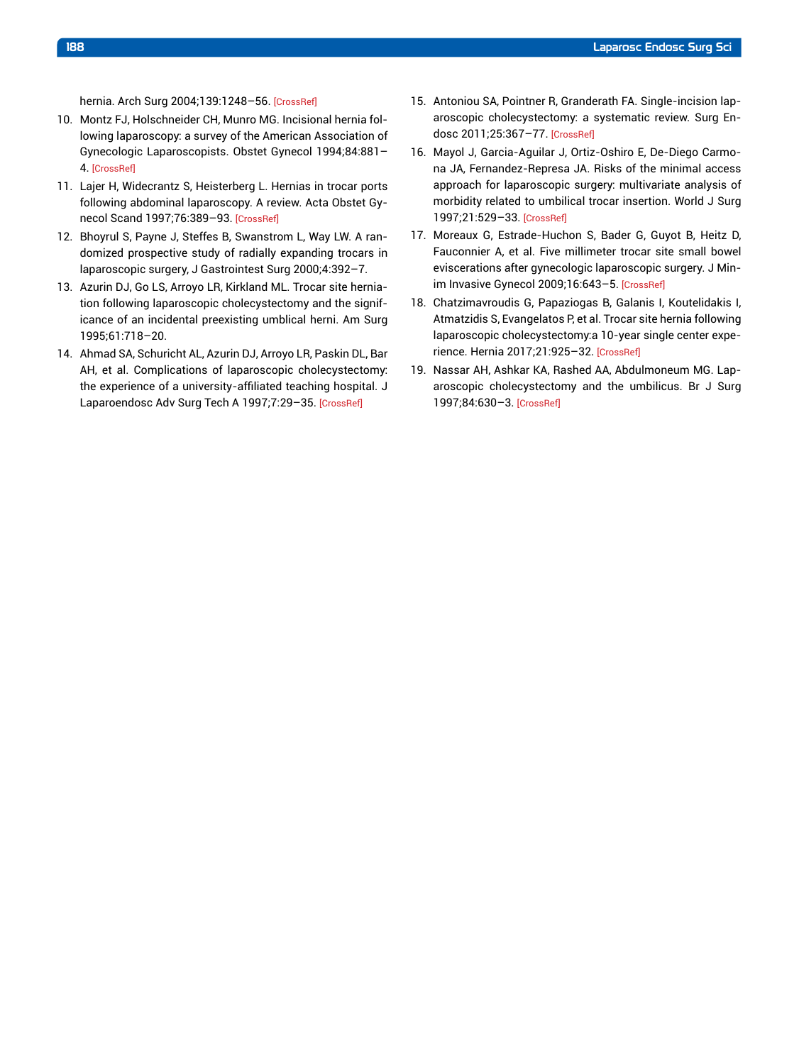hernia. Arch Surg 2004;139:1248–56. [CrossRef]

10. Montz FJ, Holschneider CH, Munro MG. Incisional hernia following laparoscopy: a survey of the American Association of Gynecologic Laparoscopists. Obstet Gynecol 1994;84:881–4. [CrossRef]
11. Lajer H, Widecrantz S, Heisterberg L. Hernias in trocar ports following abdominal laparoscopy. A review. Acta Obstet Gynecol Scand 1997;76:389–93. [CrossRef]
12. Bhoyrul S, Payne J, Steffes B, Swanstrom L, Way LW. A randomized prospective study of radially expanding trocars in laparoscopic surgery, J Gastrointest Surg 2000;4:392–7.
13. Azurin DJ, Go LS, Arroyo LR, Kirkland ML. Trocar site herniation following laparoscopic cholecystectomy and the significance of an incidental preexisting umblical herni. Am Surg 1995;61:718–20.
14. Ahmad SA, Schuricht AL, Azurin DJ, Arroyo LR, Paskin DL, Bar AH, et al. Complications of laparoscopic cholecystectomy: the experience of a university-affiliated teaching hospital. J Laparoendosc Adv Surg Tech A 1997;7:29–35. [CrossRef]
15. Antoniou SA, Pointner R, Granderath FA. Single-incision laparoscopic cholecystectomy: a systematic review. Surg Endosc 2011;25:367–77. [CrossRef]
16. Mayol J, Garcia-Aguilar J, Ortiz-Oshiro E, De-Diego Carmona JA, Fernandez-Represa JA. Risks of the minimal access approach for laparoscopic surgery: multivariate analysis of morbidity related to umbilical trocar insertion. World J Surg 1997;21:529–33. [CrossRef]
17. Moreaux G, Estrade-Huchon S, Bader G, Guyot B, Heitz D, Fauconnier A, et al. Five millimeter trocar site small bowel eviscerations after gynecologic laparoscopic surgery. J Minim Invasive Gynecol 2009;16:643–5. [CrossRef]
18. Chatzimavroudis G, Papaziogas B, Galanis I, Koutelidakis I, Atmatzidis S, Evangelatos P, et al. Trocar site hernia following laparoscopic cholecystectomy:a 10-year single center experience. Hernia 2017;21:925–32. [CrossRef]
19. Nassar AH, Ashkar KA, Rashed AA, Abdulmoneum MG. Laparoscopic cholecystectomy and the umbilicus. Br J Surg 1997;84:630–3. [CrossRef]